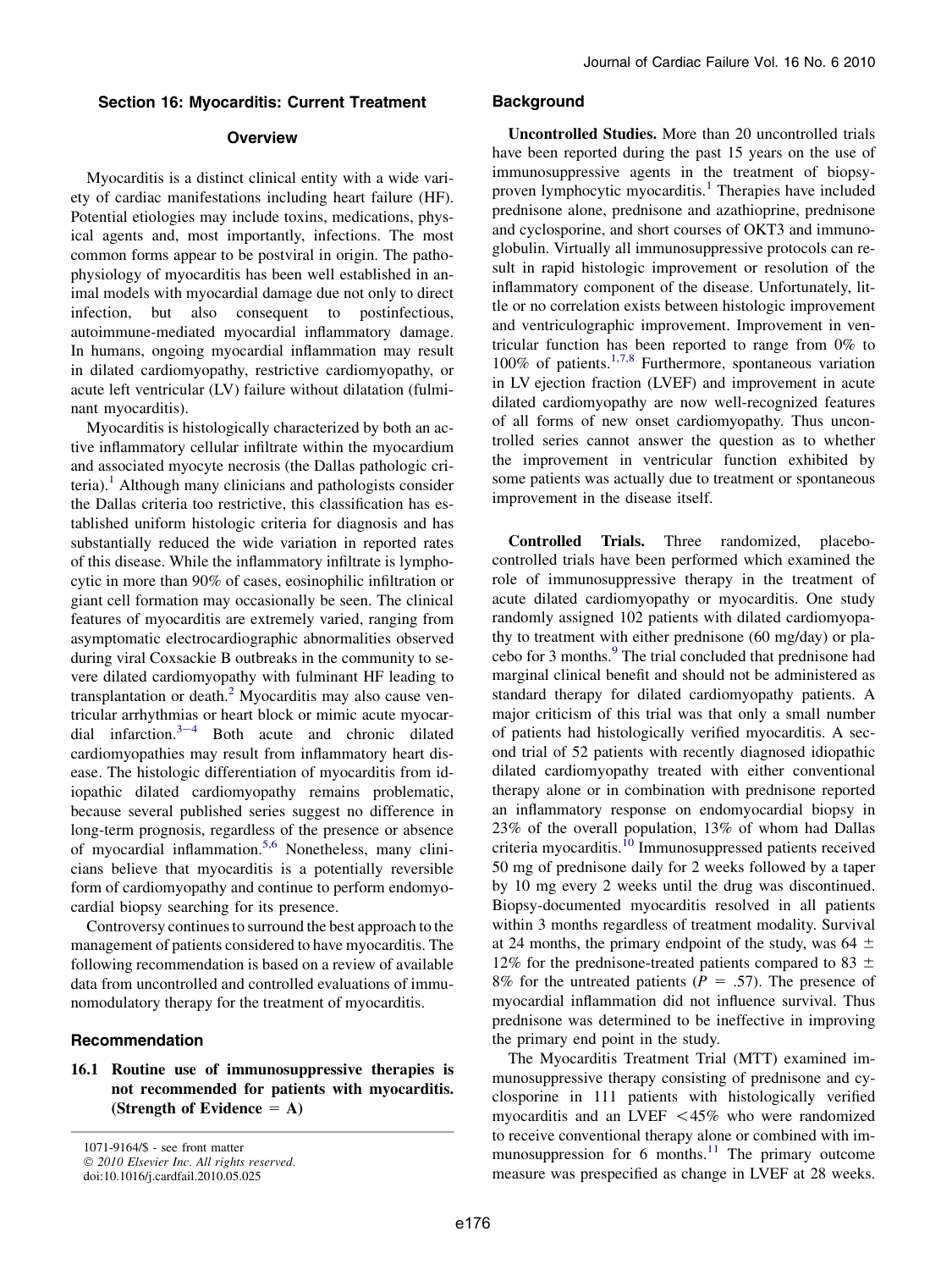## Section 16: Myocarditis: Current Treatment

### Overview

Myocarditis is a distinct clinical entity with a wide variety of cardiac manifestations including heart failure (HF). Potential etiologies may include toxins, medications, physical agents and, most importantly, infections. The most common forms appear to be postviral in origin. The pathophysiology of myocarditis has been well established in animal models with myocardial damage due not only to direct infection, but also consequent to postinfectious, autoimmune-mediated myocardial inflammatory damage. In humans, ongoing myocardial inflammation may result in dilated cardiomyopathy, restrictive cardiomyopathy, or acute left ventricular (LV) failure without dilatation (fulminant myocarditis).

Myocarditis is histologically characterized by both an active inflammatory cellular infiltrate within the myocardium and associated myocyte necrosis (the Dallas pathologic criteria).[1] Although many clinicians and pathologists consider the Dallas criteria too restrictive, this classification has established uniform histologic criteria for diagnosis and has substantially reduced the wide variation in reported rates of this disease. While the inflammatory infiltrate is lymphocytic in more than 90% of cases, eosinophilic infiltration or giant cell formation may occasionally be seen. The clinical features of myocarditis are extremely varied, ranging from asymptomatic electrocardiographic abnormalities observed during viral Coxsackie B outbreaks in the community to severe dilated cardiomyopathy with fulminant HF leading to transplantation or death.[2] Myocarditis may also cause ventricular arrhythmias or heart block or mimic acute myocardial infarction.[3–4] Both acute and chronic dilated cardiomyopathies may result from inflammatory heart disease. The histologic differentiation of myocarditis from idiopathic dilated cardiomyopathy remains problematic, because several published series suggest no difference in long-term prognosis, regardless of the presence or absence of myocardial inflammation.[5,6] Nonetheless, many clinicians believe that myocarditis is a potentially reversible form of cardiomyopathy and continue to perform endomyocardial biopsy searching for its presence.

Controversy continues to surround the best approach to the management of patients considered to have myocarditis. The following recommendation is based on a review of available data from uncontrolled and controlled evaluations of immunomodulatory therapy for the treatment of myocarditis.

### Recommendation

**16.1 Routine use of immunosuppressive therapies is not recommended for patients with myocarditis. (Strength of Evidence = A)**

### Background

**Uncontrolled Studies.** More than 20 uncontrolled trials have been reported during the past 15 years on the use of immunosuppressive agents in the treatment of biopsy-proven lymphocytic myocarditis.[1] Therapies have included prednisone alone, prednisone and azathioprine, prednisone and cyclosporine, and short courses of OKT3 and immunoglobulin. Virtually all immunosuppressive protocols can result in rapid histologic improvement or resolution of the inflammatory component of the disease. Unfortunately, little or no correlation exists between histologic improvement and ventriculographic improvement. Improvement in ventricular function has been reported to range from 0% to 100% of patients.[1,7,8] Furthermore, spontaneous variation in LV ejection fraction (LVEF) and improvement in acute dilated cardiomyopathy are now well-recognized features of all forms of new onset cardiomyopathy. Thus uncontrolled series cannot answer the question as to whether the improvement in ventricular function exhibited by some patients was actually due to treatment or spontaneous improvement in the disease itself.

**Controlled Trials.** Three randomized, placebo-controlled trials have been performed which examined the role of immunosuppressive therapy in the treatment of acute dilated cardiomyopathy or myocarditis. One study randomly assigned 102 patients with dilated cardiomyopathy to treatment with either prednisone (60 mg/day) or placebo for 3 months.[9] The trial concluded that prednisone had marginal clinical benefit and should not be administered as standard therapy for dilated cardiomyopathy patients. A major criticism of this trial was that only a small number of patients had histologically verified myocarditis. A second trial of 52 patients with recently diagnosed idiopathic dilated cardiomyopathy treated with either conventional therapy alone or in combination with prednisone reported an inflammatory response on endomyocardial biopsy in 23% of the overall population, 13% of whom had Dallas criteria myocarditis.[10] Immunosuppressed patients received 50 mg of prednisone daily for 2 weeks followed by a taper by 10 mg every 2 weeks until the drug was discontinued. Biopsy-documented myocarditis resolved in all patients within 3 months regardless of treatment modality. Survival at 24 months, the primary endpoint of the study, was $64 \pm 12\%$ for the prednisone-treated patients compared to $83 \pm 8\%$ for the untreated patients ($P = .57$). The presence of myocardial inflammation did not influence survival. Thus prednisone was determined to be ineffective in improving the primary end point in the study.

The Myocarditis Treatment Trial (MTT) examined immunosuppressive therapy consisting of prednisone and cyclosporine in 111 patients with histologically verified myocarditis and an LVEF $<45\%$ who were randomized to receive conventional therapy alone or combined with immunosuppression for 6 months.[11] The primary outcome measure was prespecified as change in LVEF at 28 weeks.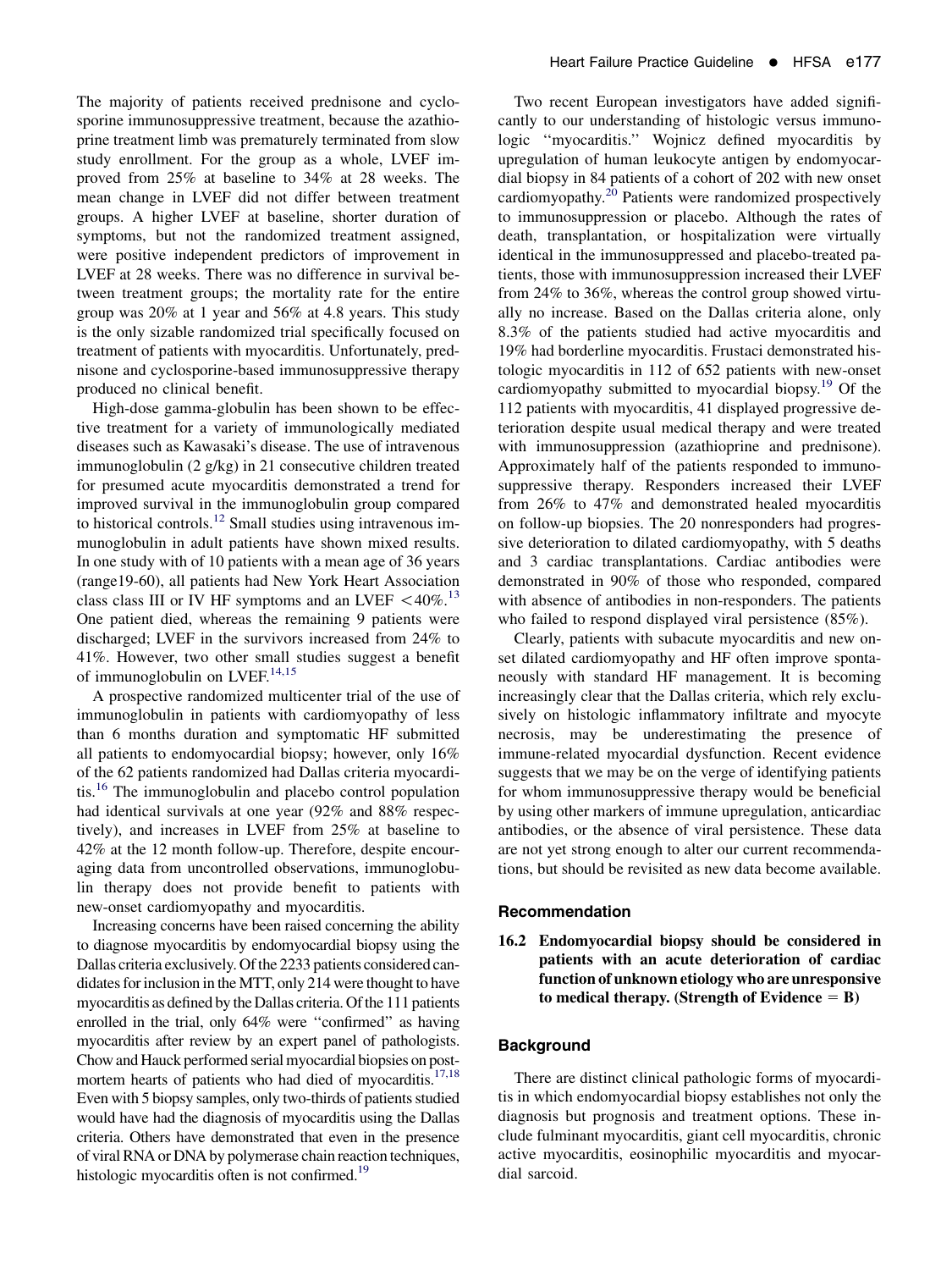The majority of patients received prednisone and cyclosporine immunosuppressive treatment, because the azathioprine treatment limb was prematurely terminated from slow study enrollment. For the group as a whole, LVEF improved from 25% at baseline to 34% at 28 weeks. The mean change in LVEF did not differ between treatment groups. A higher LVEF at baseline, shorter duration of symptoms, but not the randomized treatment assigned, were positive independent predictors of improvement in LVEF at 28 weeks. There was no difference in survival between treatment groups; the mortality rate for the entire group was 20% at 1 year and 56% at 4.8 years. This study is the only sizable randomized trial specifically focused on treatment of patients with myocarditis. Unfortunately, prednisone and cyclosporine-based immunosuppressive therapy produced no clinical benefit.

High-dose gamma-globulin has been shown to be effective treatment for a variety of immunologically mediated diseases such as Kawasaki's disease. The use of intravenous immunoglobulin (2 g/kg) in 21 consecutive children treated for presumed acute myocarditis demonstrated a trend for improved survival in the immunoglobulin group compared to historical controls.[12] Small studies using intravenous immunoglobulin in adult patients have shown mixed results. In one study with of 10 patients with a mean age of 36 years (range19-60), all patients had New York Heart Association class class III or IV HF symptoms and an LVEF <40%.[13] One patient died, whereas the remaining 9 patients were discharged; LVEF in the survivors increased from 24% to 41%. However, two other small studies suggest a benefit of immunoglobulin on LVEF.[14,15]

A prospective randomized multicenter trial of the use of immunoglobulin in patients with cardiomyopathy of less than 6 months duration and symptomatic HF submitted all patients to endomyocardial biopsy; however, only 16% of the 62 patients randomized had Dallas criteria myocarditis.[16] The immunoglobulin and placebo control population had identical survivals at one year (92% and 88% respectively), and increases in LVEF from 25% at baseline to 42% at the 12 month follow-up. Therefore, despite encouraging data from uncontrolled observations, immunoglobulin therapy does not provide benefit to patients with new-onset cardiomyopathy and myocarditis.

Increasing concerns have been raised concerning the ability to diagnose myocarditis by endomyocardial biopsy using the Dallas criteria exclusively. Of the 2233 patients considered candidates for inclusion in the MTT, only 214 were thought to have myocarditis as defined by the Dallas criteria. Of the 111 patients enrolled in the trial, only 64% were "confirmed" as having myocarditis after review by an expert panel of pathologists. Chow and Hauck performed serial myocardial biopsies on postmortem hearts of patients who had died of myocarditis.[17,18] Even with 5 biopsy samples, only two-thirds of patients studied would have had the diagnosis of myocarditis using the Dallas criteria. Others have demonstrated that even in the presence of viral RNA or DNA by polymerase chain reaction techniques, histologic myocarditis often is not confirmed.[19]

Two recent European investigators have added significantly to our understanding of histologic versus immunologic "myocarditis." Wojnicz defined myocarditis by upregulation of human leukocyte antigen by endomyocardial biopsy in 84 patients of a cohort of 202 with new onset cardiomyopathy.[20] Patients were randomized prospectively to immunosuppression or placebo. Although the rates of death, transplantation, or hospitalization were virtually identical in the immunosuppressed and placebo-treated patients, those with immunosuppression increased their LVEF from 24% to 36%, whereas the control group showed virtually no increase. Based on the Dallas criteria alone, only 8.3% of the patients studied had active myocarditis and 19% had borderline myocarditis. Frustaci demonstrated histologic myocarditis in 112 of 652 patients with new-onset cardiomyopathy submitted to myocardial biopsy.[19] Of the 112 patients with myocarditis, 41 displayed progressive deterioration despite usual medical therapy and were treated with immunosuppression (azathioprine and prednisone). Approximately half of the patients responded to immunosuppressive therapy. Responders increased their LVEF from 26% to 47% and demonstrated healed myocarditis on follow-up biopsies. The 20 nonresponders had progressive deterioration to dilated cardiomyopathy, with 5 deaths and 3 cardiac transplantations. Cardiac antibodies were demonstrated in 90% of those who responded, compared with absence of antibodies in non-responders. The patients who failed to respond displayed viral persistence (85%).

Clearly, patients with subacute myocarditis and new onset dilated cardiomyopathy and HF often improve spontaneously with standard HF management. It is becoming increasingly clear that the Dallas criteria, which rely exclusively on histologic inflammatory infiltrate and myocyte necrosis, may be underestimating the presence of immune-related myocardial dysfunction. Recent evidence suggests that we may be on the verge of identifying patients for whom immunosuppressive therapy would be beneficial by using other markers of immune upregulation, anticardiac antibodies, or the absence of viral persistence. These data are not yet strong enough to alter our current recommendations, but should be revisited as new data become available.

## Recommendation

**16.2 Endomyocardial biopsy should be considered in patients with an acute deterioration of cardiac function of unknown etiology who are unresponsive to medical therapy. (Strength of Evidence = B)**

## Background

There are distinct clinical pathologic forms of myocarditis in which endomyocardial biopsy establishes not only the diagnosis but prognosis and treatment options. These include fulminant myocarditis, giant cell myocarditis, chronic active myocarditis, eosinophilic myocarditis and myocardial sarcoid.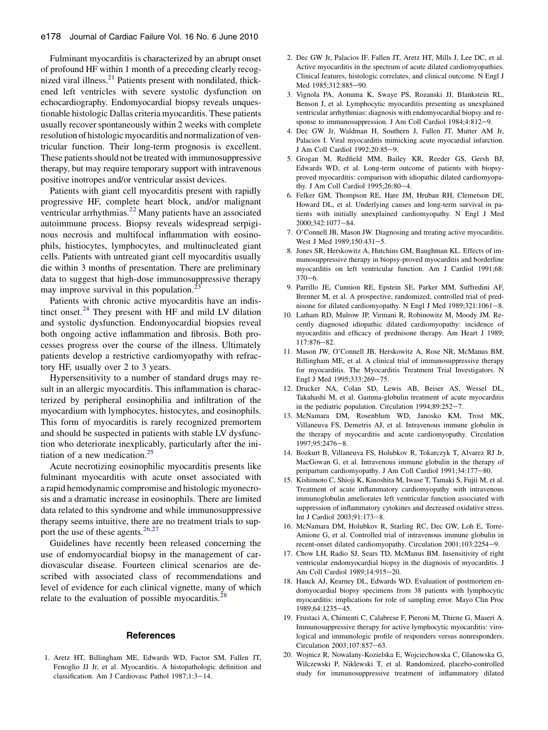Fulminant myocarditis is characterized by an abrupt onset of profound HF within 1 month of a preceding clearly recognized viral illness.[21] Patients present with nondilated, thickened left ventricles with severe systolic dysfunction on echocardiography. Endomyocardial biopsy reveals unquestionable histologic Dallas criteria myocarditis. These patients usually recover spontaneously within 2 weeks with complete resolution of histologic myocarditis and normalization of ventricular function. Their long-term prognosis is excellent. These patients should not be treated with immunosuppressive therapy, but may require temporary support with intravenous positive inotropes and/or ventricular assist devices.

Patients with giant cell myocarditis present with rapidly progressive HF, complete heart block, and/or malignant ventricular arrhythmias.[22] Many patients have an associated autoimmune process. Biopsy reveals widespread serpiginous necrosis and multifocal inflammation with eosinophils, histiocytes, lymphocytes, and multinucleated giant cells. Patients with untreated giant cell myocarditis usually die within 3 months of presentation. There are preliminary data to suggest that high-dose immunosuppressive therapy may improve survival in this population.[23]

Patients with chronic active myocarditis have an indistinct onset.[24] They present with HF and mild LV dilation and systolic dysfunction. Endomyocardial biopsies reveal both ongoing active inflammation and fibrosis. Both processes progress over the course of the illness. Ultimately patients develop a restrictive cardiomyopathy with refractory HF, usually over 2 to 3 years.

Hypersensitivity to a number of standard drugs may result in an allergic myocarditis. This inflammation is characterized by peripheral eosinophilia and infiltration of the myocardium with lymphocytes, histocytes, and eosinophils. This form of myocarditis is rarely recognized premortem and should be suspected in patients with stable LV dysfunction who deteriorate inexplicably, particularly after the initiation of a new medication.[25]

Acute necrotizing eosinophilic myocarditis presents like fulminant myocarditis with acute onset associated with a rapid hemodynamic compromise and histologic myonecrosis and a dramatic increase in eosinophils. There are limited data related to this syndrome and while immunosuppressive therapy seems intuitive, there are no treatment trials to support the use of these agents.[26,27]

Guidelines have recently been released concerning the use of endomyocardial biopsy in the management of cardiovascular disease. Fourteen clinical scenarios are described with associated class of recommendations and level of evidence for each clinical vignette, many of which relate to the evaluation of possible myocarditis.[28]

## References

1. Aretz HT, Billingham ME, Edwards WD, Factor SM, Fallen JT, Fenoglio JJ Jr, et al. Myocarditis. A histopathologic definition and classification. Am J Cardiovasc Pathol 1987;1:3−14.
2. Dec GW Jr, Palacios IF, Fallen JT, Aretz HT, Mills J, Lee DC, et al. Active myocarditis in the spectrum of acute dilated cardiomyopathies. Clinical features, histologic correlates, and clinical outcome. N Engl J Med 1985;312:885−90.
3. Vignola PA, Aonuma K, Swaye PS, Rozanski JJ, Blankstein RL, Benson J, et al. Lymphocytic myocarditis presenting as unexplained ventricular arrhythmias: diagnosis with endomyocardial biopsy and response to immunosuppression. J Am Coll Cardiol 1984;4:812−9.
4. Dec GW Jr, Waldman H, Southern J, Fallen JT, Mutter AM Jr, Palacios I. Viral myocarditis mimicking acute myocardial infarction. J Am Coll Cardiol 1992;20:85−9.
5. Grogan M, Redfield MM, Bailey KR, Reeder GS, Gersh BJ, Edwards WD, et al. Long-term outcome of patients with biopsy-proved myocarditis: comparison with idiopathic dilated cardiomyopathy. J Am Coll Cardiol 1995;26:80−4.
6. Felker GM, Thompson RE, Hare JM, Hruban RH, Clemetson DE, Howard DL, et al. Underlying causes and long-term survival in patients with initially unexplained cardiomyopathy. N Engl J Med 2000;342:1077−84.
7. O'Connell JB, Mason JW. Diagnosing and treating active myocarditis. West J Med 1989;150:431−5.
8. Jones SR, Herskowitz A, Hutchins GM, Baughman KL. Effects of immunosuppressive therapy in biopsy-proved myocarditis and borderline myocarditis on left ventricular function. Am J Cardiol 1991;68: 370−6.
9. Parrillo JE, Cunnion RE, Epstein SE, Parker MM, Suffredini AF, Brenner M, et al. A prospective, randomized, controlled trial of prednisone for dilated cardiomyopathy. N Engl J Med 1989;321:1061−8.
10. Latham RD, Mulrow JP, Virmani R, Robinowitz M, Moody JM. Recently diagnosed idiopathic dilated cardiomyopathy: incidence of myocarditis and efficacy of prednisone therapy. Am Heart J 1989; 117:876−82.
11. Mason JW, O'Connell JB, Herskowitz A, Rose NR, McManus BM, Billingham ME, et al. A clinical trial of immunosuppressive therapy for myocarditis. The Myocarditis Treatment Trial Investigators. N Engl J Med 1995;333:269−75.
12. Drucker NA, Colan SD, Lewis AB, Beiser AS, Wessel DL, Takahashi M, et al. Gamma-globulin treatment of acute myocarditis in the pediatric population. Circulation 1994;89:252−7.
13. McNamara DM, Rosenblum WD, Janosko KM, Trost MK, Villaneuva FS, Demetris AJ, et al. Intravenous immune globulin in the therapy of myocarditis and acute cardiomyopathy. Circulation 1997;95:2476−8.
14. Bozkurt B, Villaneuva FS, Holubkov R, Tokarczyk T, Alvarez RJ Jr, MacGowan G, et al. Intravenous immune globulin in the therapy of peripartum cardiomyopathy. J Am Coll Cardiol 1991;34:177−80.
15. Kishimoto C, Shioji K, Kinoshita M, Iwase T, Tamaki S, Fujii M, et al. Treatment of acute inflammatory cardiomyopathy with intravenous immunoglobulin ameliorates left ventricular function associated with suppression of inflammatory cytokines and decreased oxidative stress. Int J Cardiol 2003;91:173−8.
16. McNamara DM, Holubkov R, Starling RC, Dec GW, Loh E, Torre-Amione G, et al. Controlled trial of intravenous immune globulin in recent-onset dilated cardiomyopathy. Circulation 2001;103:2254−9.
17. Chow LH, Radio SJ, Sears TD, McManus BM. Insensitivity of right ventricular endomyocardial biopsy in the diagnosis of myocarditis. J Am Coll Cardiol 1989;14:915−20.
18. Hauck AJ, Kearney DL, Edwards WD. Evaluation of postmortem endomyocardial biopsy specimens from 38 patients with lymphocytic myocarditis: implications for role of sampling error. Mayo Clin Proc 1989;64:1235−45.
19. Frustaci A, Chimenti C, Calabrese F, Pieroni M, Thiene G, Maseri A. Immunosuppressive therapy for active lymphocytic myocarditis: virological and immunologic profile of responders versus nonresponders. Circulation 2003;107:857−63.
20. Wojnicz R, Nowalany-Kozielska E, Wojciechowska C, Glanowska G, Wilczewski P, Niklewski T, et al. Randomized, placebo-controlled study for immunosuppressive treatment of inflammatory dilated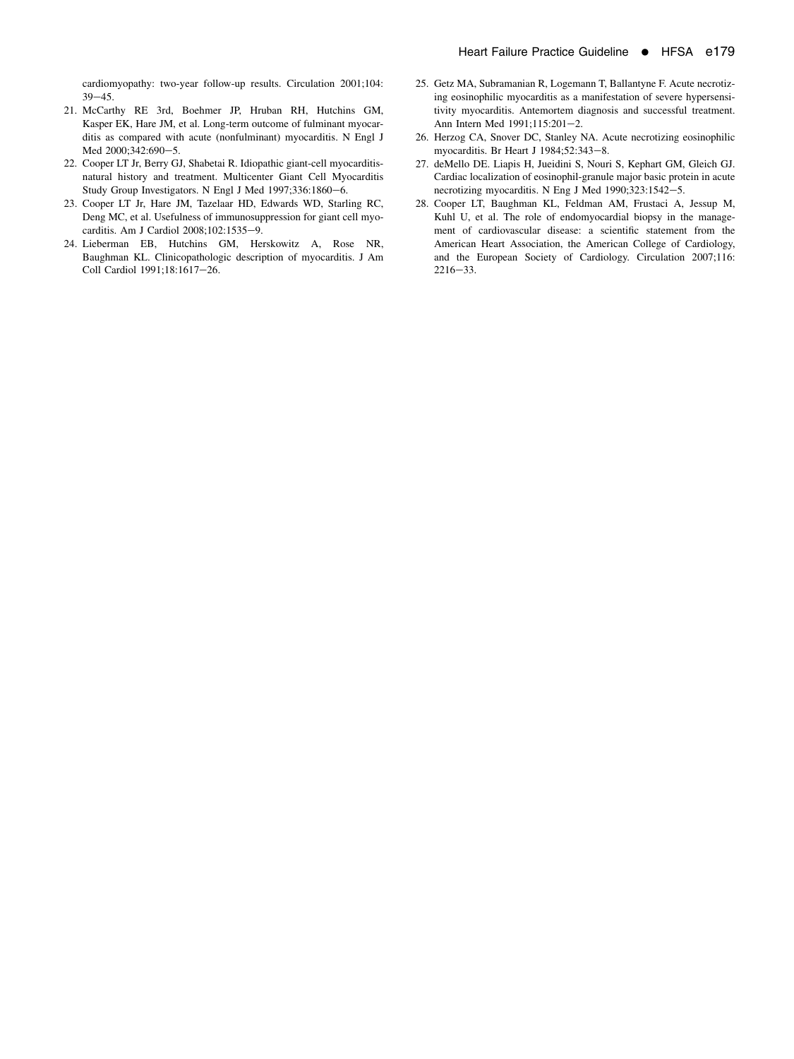cardiomyopathy: two-year follow-up results. Circulation 2001;104: 39−45.

21. McCarthy RE 3rd, Boehmer JP, Hruban RH, Hutchins GM, Kasper EK, Hare JM, et al. Long-term outcome of fulminant myocarditis as compared with acute (nonfulminant) myocarditis. N Engl J Med 2000;342:690−5.
22. Cooper LT Jr, Berry GJ, Shabetai R. Idiopathic giant-cell myocarditis-natural history and treatment. Multicenter Giant Cell Myocarditis Study Group Investigators. N Engl J Med 1997;336:1860−6.
23. Cooper LT Jr, Hare JM, Tazelaar HD, Edwards WD, Starling RC, Deng MC, et al. Usefulness of immunosuppression for giant cell myocarditis. Am J Cardiol 2008;102:1535−9.
24. Lieberman EB, Hutchins GM, Herskowitz A, Rose NR, Baughman KL. Clinicopathologic description of myocarditis. J Am Coll Cardiol 1991;18:1617−26.
25. Getz MA, Subramanian R, Logemann T, Ballantyne F. Acute necrotizing eosinophilic myocarditis as a manifestation of severe hypersensitivity myocarditis. Antemortem diagnosis and successful treatment. Ann Intern Med 1991;115:201−2.
26. Herzog CA, Snover DC, Stanley NA. Acute necrotizing eosinophilic myocarditis. Br Heart J 1984;52:343−8.
27. deMello DE. Liapis H, Jueidini S, Nouri S, Kephart GM, Gleich GJ. Cardiac localization of eosinophil-granule major basic protein in acute necrotizing myocarditis. N Eng J Med 1990;323:1542−5.
28. Cooper LT, Baughman KL, Feldman AM, Frustaci A, Jessup M, Kuhl U, et al. The role of endomyocardial biopsy in the management of cardiovascular disease: a scientific statement from the American Heart Association, the American College of Cardiology, and the European Society of Cardiology. Circulation 2007;116: 2216−33.